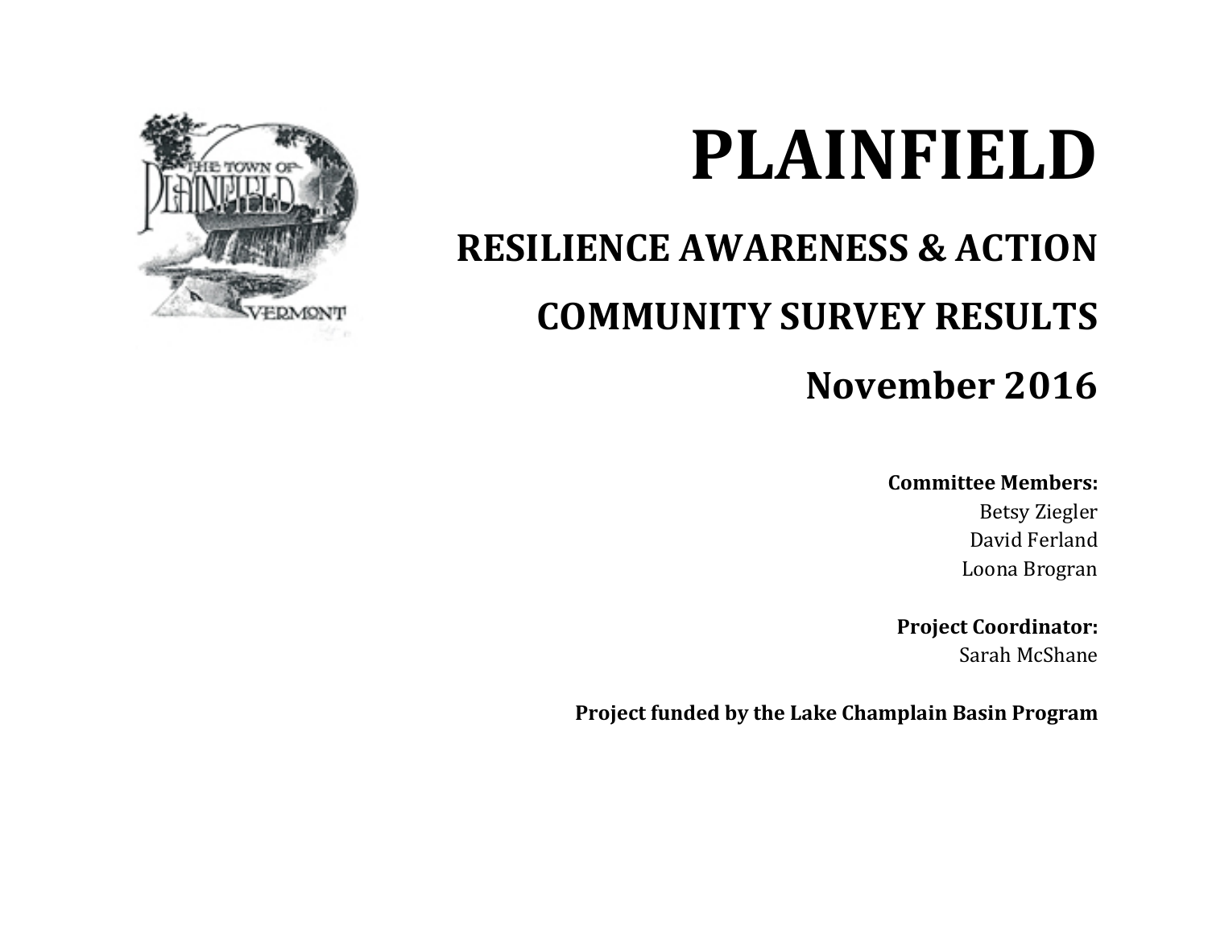# PLAINFIELD

## RESILIENCE AWARENESS & ACTION

## COMMUNITY SURVEY RESULTS

## November 2016

**Committee Members:**
Betsy Ziegler
David Ferland
Loona Brogran

**Project Coordinator:**
Sarah McShane

**Project funded by the Lake Champlain Basin Program**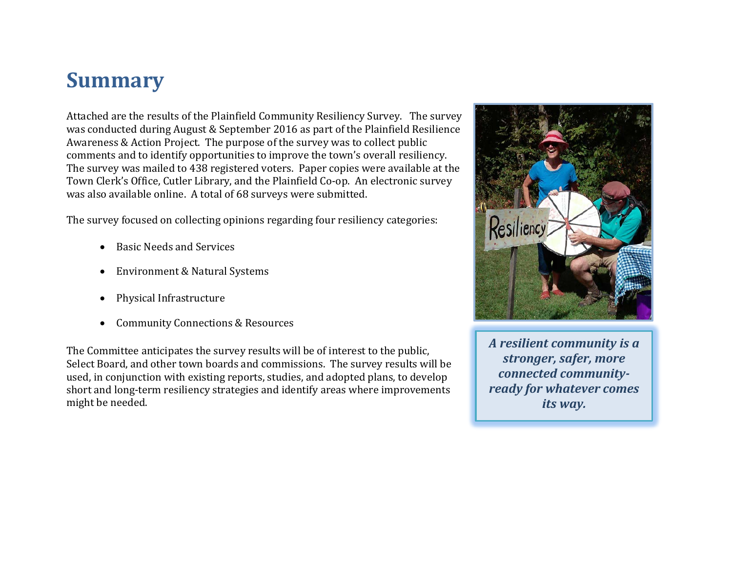# Summary

Attached are the results of the Plainfield Community Resiliency Survey. The survey was conducted during August & September 2016 as part of the Plainfield Resilience Awareness & Action Project. The purpose of the survey was to collect public comments and to identify opportunities to improve the town's overall resiliency. The survey was mailed to 438 registered voters. Paper copies were available at the Town Clerk's Office, Cutler Library, and the Plainfield Co-op. An electronic survey was also available online. A total of 68 surveys were submitted.

The survey focused on collecting opinions regarding four resiliency categories:

- Basic Needs and Services
- Environment & Natural Systems
- Physical Infrastructure
- Community Connections & Resources

The Committee anticipates the survey results will be of interest to the public, Select Board, and other town boards and commissions. The survey results will be used, in conjunction with existing reports, studies, and adopted plans, to develop short and long-term resiliency strategies and identify areas where improvements might be needed.

***A resilient community is a stronger, safer, more connected community-ready for whatever comes its way.***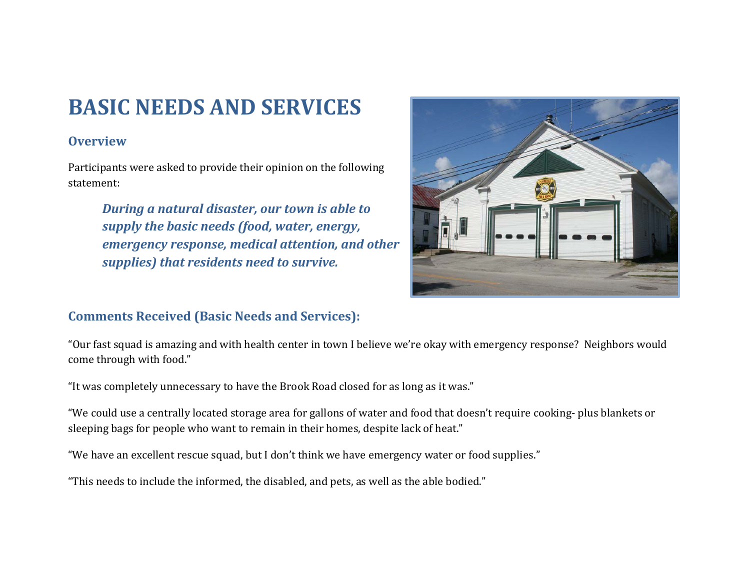# BASIC NEEDS AND SERVICES

## Overview

Participants were asked to provide their opinion on the following statement:

> ***During a natural disaster, our town is able to supply the basic needs (food, water, energy, emergency response, medical attention, and other supplies) that residents need to survive.***

## Comments Received (Basic Needs and Services):

"Our fast squad is amazing and with health center in town I believe we're okay with emergency response? Neighbors would come through with food."

"It was completely unnecessary to have the Brook Road closed for as long as it was."

"We could use a centrally located storage area for gallons of water and food that doesn't require cooking- plus blankets or sleeping bags for people who want to remain in their homes, despite lack of heat."

"We have an excellent rescue squad, but I don't think we have emergency water or food supplies."

"This needs to include the informed, the disabled, and pets, as well as the able bodied."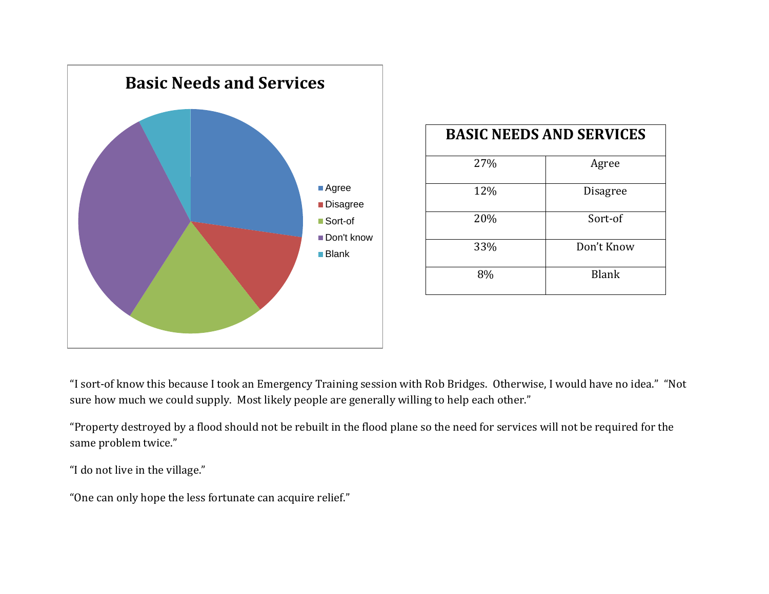## Basic Needs and Services

| BASIC NEEDS AND SERVICES | |
|---|---|
| 27% | Agree |
| 12% | Disagree |
| 20% | Sort-of |
| 33% | Don't Know |
| 8% | Blank |

"I sort-of know this because I took an Emergency Training session with Rob Bridges. Otherwise, I would have no idea." "Not sure how much we could supply. Most likely people are generally willing to help each other."

"Property destroyed by a flood should not be rebuilt in the flood plane so the need for services will not be required for the same problem twice."

"I do not live in the village."

"One can only hope the less fortunate can acquire relief."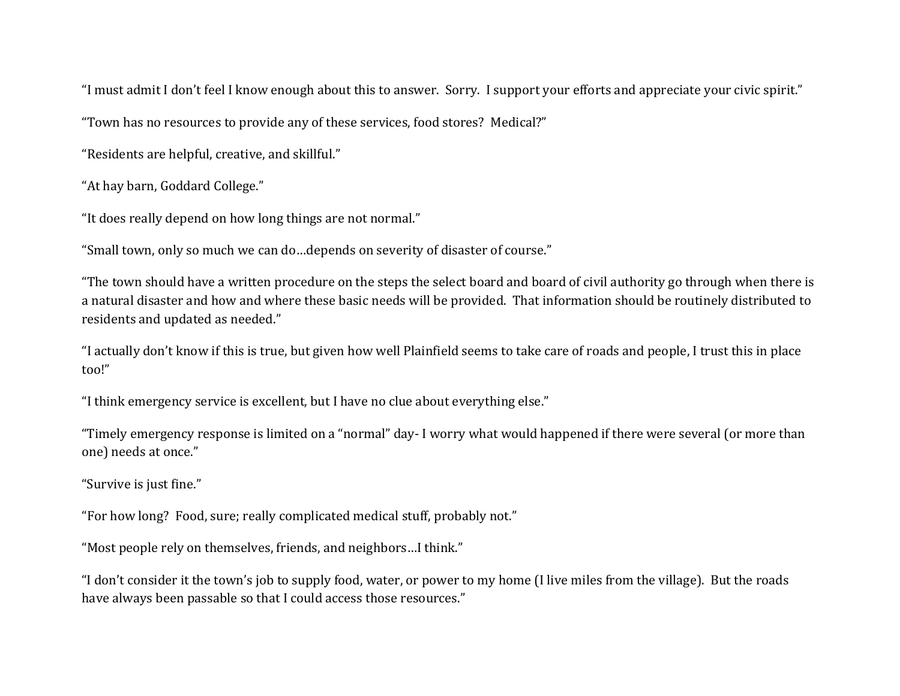"I must admit I don't feel I know enough about this to answer. Sorry. I support your efforts and appreciate your civic spirit."

"Town has no resources to provide any of these services, food stores? Medical?"

"Residents are helpful, creative, and skillful."

"At hay barn, Goddard College."

"It does really depend on how long things are not normal."

"Small town, only so much we can do…depends on severity of disaster of course."

"The town should have a written procedure on the steps the select board and board of civil authority go through when there is a natural disaster and how and where these basic needs will be provided. That information should be routinely distributed to residents and updated as needed."

"I actually don't know if this is true, but given how well Plainfield seems to take care of roads and people, I trust this in place too!"

"I think emergency service is excellent, but I have no clue about everything else."

"Timely emergency response is limited on a "normal" day- I worry what would happened if there were several (or more than one) needs at once."

"Survive is just fine."

"For how long? Food, sure; really complicated medical stuff, probably not."

"Most people rely on themselves, friends, and neighbors…I think."

"I don't consider it the town's job to supply food, water, or power to my home (I live miles from the village). But the roads have always been passable so that I could access those resources."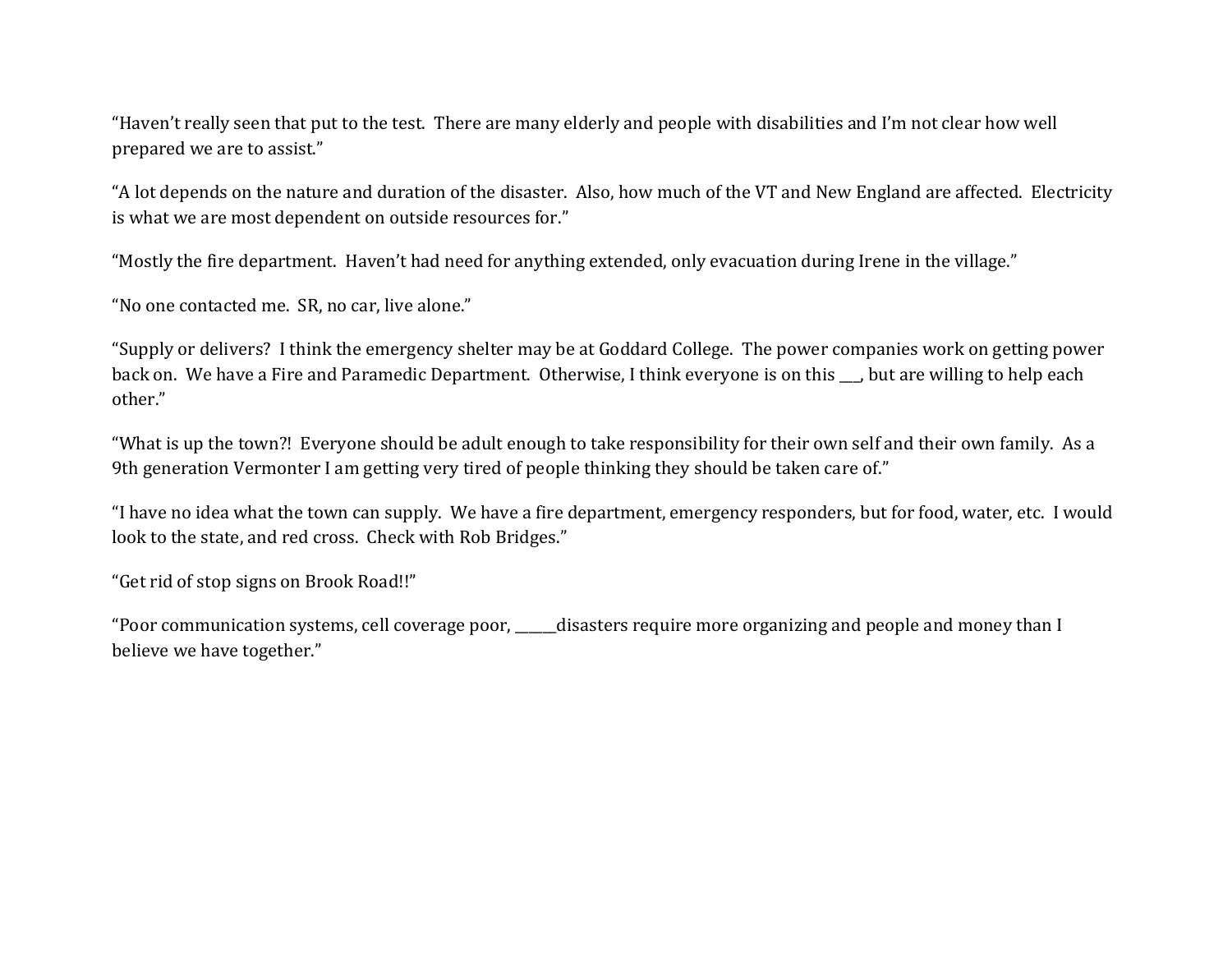"Haven't really seen that put to the test. There are many elderly and people with disabilities and I'm not clear how well prepared we are to assist."

"A lot depends on the nature and duration of the disaster. Also, how much of the VT and New England are affected. Electricity is what we are most dependent on outside resources for."

"Mostly the fire department. Haven't had need for anything extended, only evacuation during Irene in the village."

"No one contacted me. SR, no car, live alone."

"Supply or delivers? I think the emergency shelter may be at Goddard College. The power companies work on getting power back on. We have a Fire and Paramedic Department. Otherwise, I think everyone is on this ___, but are willing to help each other."

"What is up the town?! Everyone should be adult enough to take responsibility for their own self and their own family. As a 9th generation Vermonter I am getting very tired of people thinking they should be taken care of."

"I have no idea what the town can supply. We have a fire department, emergency responders, but for food, water, etc. I would look to the state, and red cross. Check with Rob Bridges."

"Get rid of stop signs on Brook Road!!"

"Poor communication systems, cell coverage poor, ______disasters require more organizing and people and money than I believe we have together."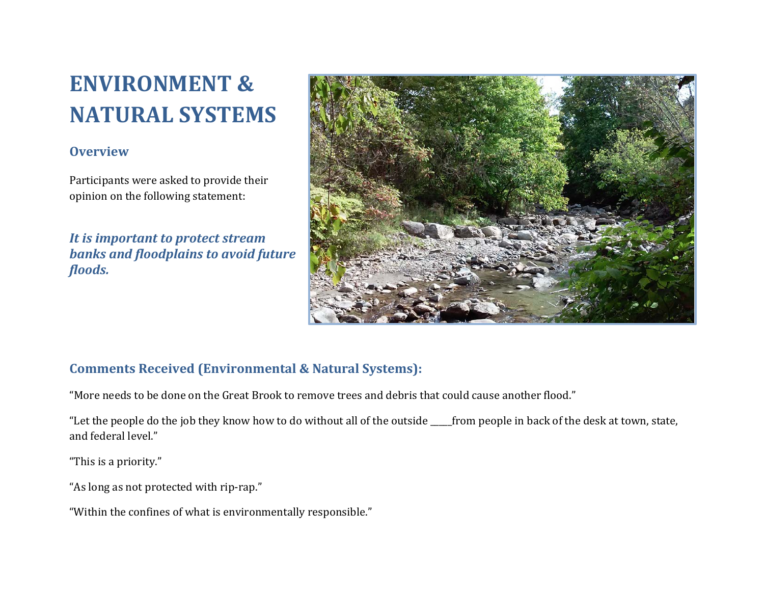# ENVIRONMENT & NATURAL SYSTEMS

## Overview

Participants were asked to provide their opinion on the following statement:

***It is important to protect stream banks and floodplains to avoid future floods.***

## Comments Received (Environmental & Natural Systems):

"More needs to be done on the Great Brook to remove trees and debris that could cause another flood."

"Let the people do the job they know how to do without all of the outside _____from people in back of the desk at town, state, and federal level."

"This is a priority."

"As long as not protected with rip-rap."

"Within the confines of what is environmentally responsible."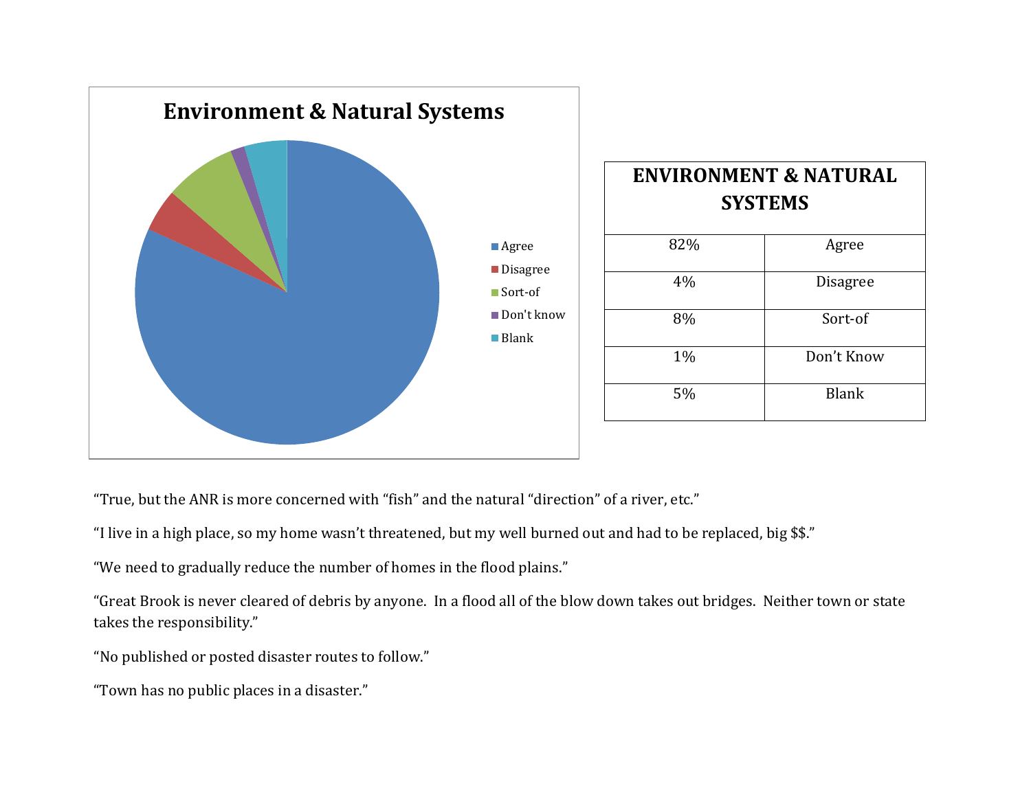## Environment & Natural Systems

| ENVIRONMENT & NATURAL SYSTEMS | |
|---|---|
| 82% | Agree |
| 4% | Disagree |
| 8% | Sort-of |
| 1% | Don't Know |
| 5% | Blank |

"True, but the ANR is more concerned with "fish" and the natural "direction" of a river, etc."

"I live in a high place, so my home wasn't threatened, but my well burned out and had to be replaced, big $$."

"We need to gradually reduce the number of homes in the flood plains."

"Great Brook is never cleared of debris by anyone. In a flood all of the blow down takes out bridges. Neither town or state takes the responsibility."

"No published or posted disaster routes to follow."

"Town has no public places in a disaster."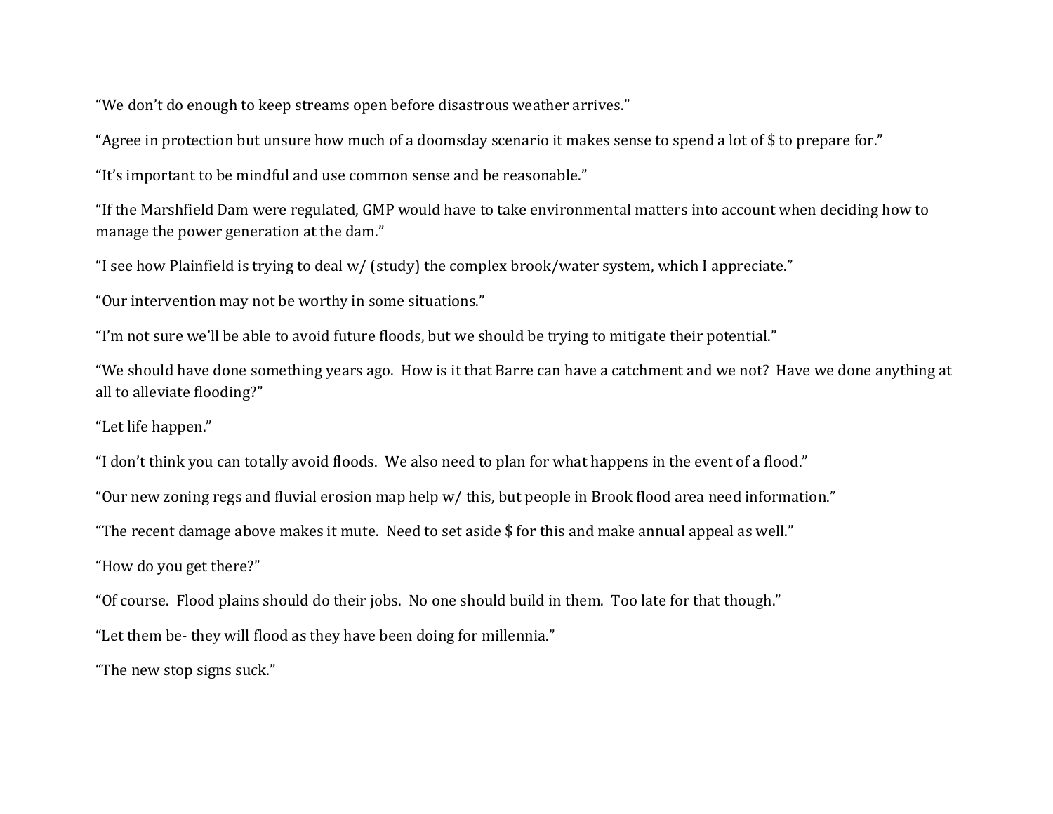"We don't do enough to keep streams open before disastrous weather arrives."

"Agree in protection but unsure how much of a doomsday scenario it makes sense to spend a lot of $ to prepare for."

"It's important to be mindful and use common sense and be reasonable."

"If the Marshfield Dam were regulated, GMP would have to take environmental matters into account when deciding how to manage the power generation at the dam."

"I see how Plainfield is trying to deal w/ (study) the complex brook/water system, which I appreciate."

"Our intervention may not be worthy in some situations."

"I'm not sure we'll be able to avoid future floods, but we should be trying to mitigate their potential."

"We should have done something years ago. How is it that Barre can have a catchment and we not? Have we done anything at all to alleviate flooding?"

"Let life happen."

"I don't think you can totally avoid floods. We also need to plan for what happens in the event of a flood."

"Our new zoning regs and fluvial erosion map help w/ this, but people in Brook flood area need information."

"The recent damage above makes it mute. Need to set aside $ for this and make annual appeal as well."

"How do you get there?"

"Of course. Flood plains should do their jobs. No one should build in them. Too late for that though."

"Let them be- they will flood as they have been doing for millennia."

"The new stop signs suck."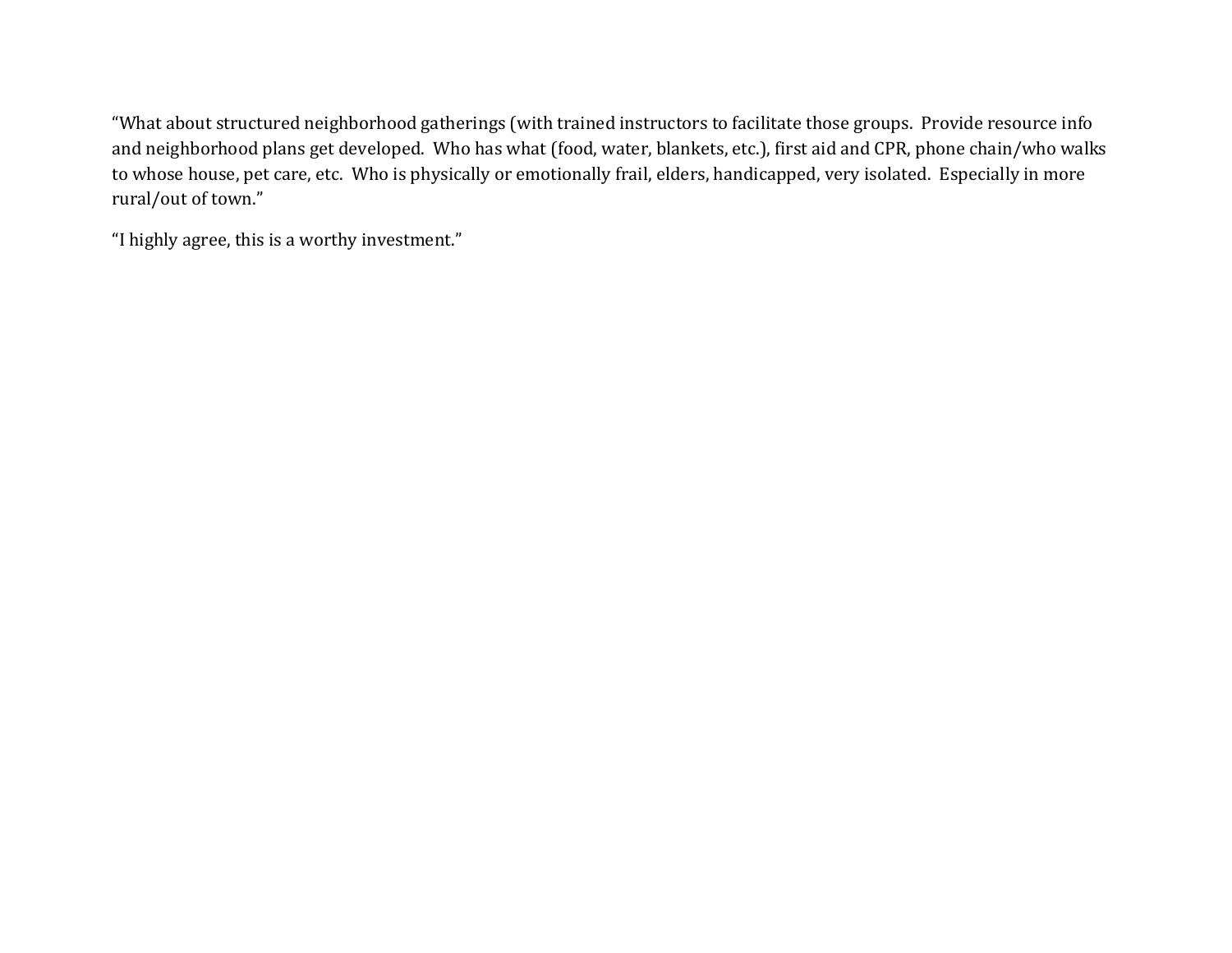"What about structured neighborhood gatherings (with trained instructors to facilitate those groups. Provide resource info and neighborhood plans get developed. Who has what (food, water, blankets, etc.), first aid and CPR, phone chain/who walks to whose house, pet care, etc. Who is physically or emotionally frail, elders, handicapped, very isolated. Especially in more rural/out of town."

"I highly agree, this is a worthy investment."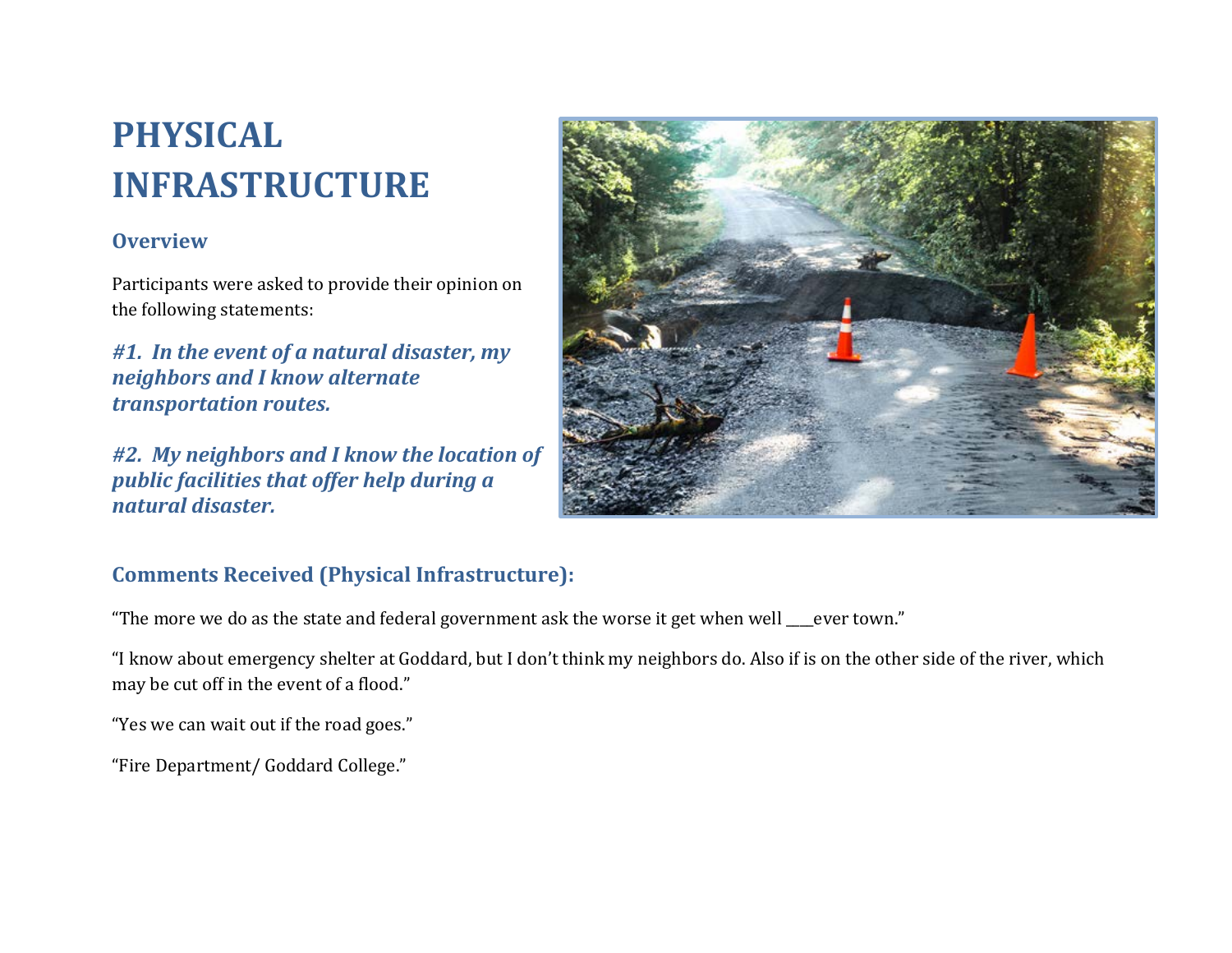# PHYSICAL INFRASTRUCTURE

## Overview

Participants were asked to provide their opinion on the following statements:

***#1. In the event of a natural disaster, my neighbors and I know alternate transportation routes.***

***#2. My neighbors and I know the location of public facilities that offer help during a natural disaster.***

## Comments Received (Physical Infrastructure):

"The more we do as the state and federal government ask the worse it get when well ___ever town."

"I know about emergency shelter at Goddard, but I don't think my neighbors do. Also if is on the other side of the river, which may be cut off in the event of a flood."

"Yes we can wait out if the road goes."

"Fire Department/ Goddard College."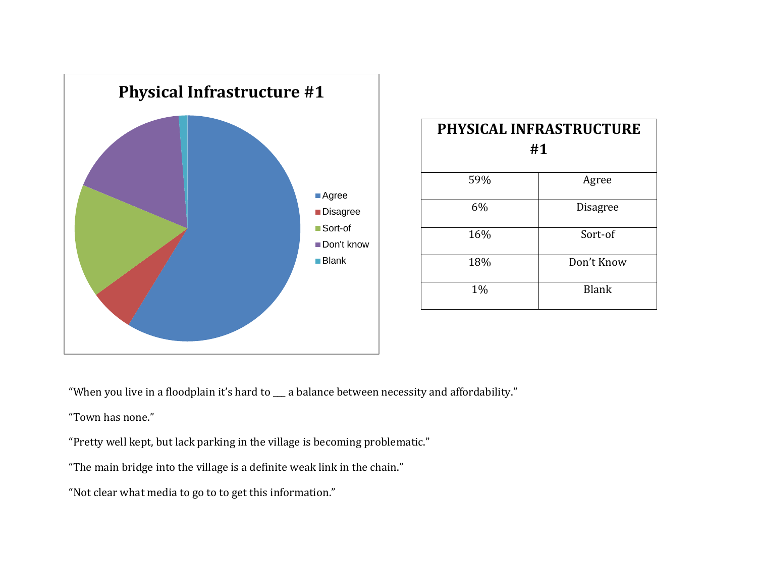**Physical Infrastructure #1**

| PHYSICAL INFRASTRUCTURE #1 | |
|---|---|
| 59% | Agree |
| 6% | Disagree |
| 16% | Sort-of |
| 18% | Don't Know |
| 1% | Blank |

"When you live in a floodplain it's hard to ___ a balance between necessity and affordability."

"Town has none."

"Pretty well kept, but lack parking in the village is becoming problematic."

"The main bridge into the village is a definite weak link in the chain."

"Not clear what media to go to to get this information."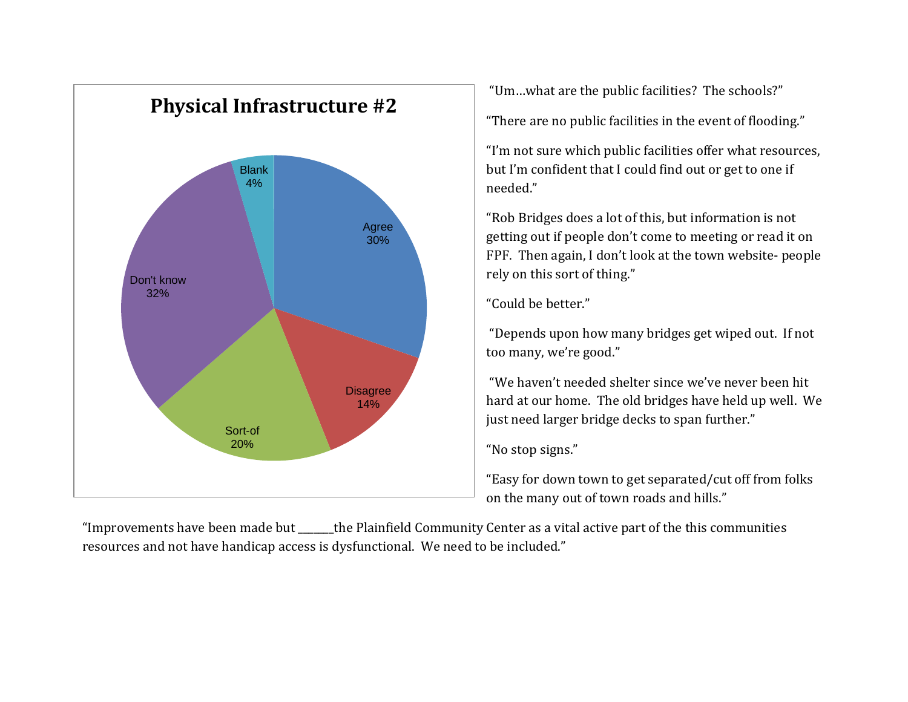## Physical Infrastructure #2

| Response | Percentage |
|---|---|
| Agree | 30% |
| Disagree | 14% |
| Sort-of | 20% |
| Don't know | 32% |
| Blank | 4% |

"Um…what are the public facilities? The schools?"

"There are no public facilities in the event of flooding."

"I'm not sure which public facilities offer what resources, but I'm confident that I could find out or get to one if needed."

"Rob Bridges does a lot of this, but information is not getting out if people don't come to meeting or read it on FPF. Then again, I don't look at the town website- people rely on this sort of thing."

"Could be better."

"Depends upon how many bridges get wiped out. If not too many, we're good."

"We haven't needed shelter since we've never been hit hard at our home. The old bridges have held up well. We just need larger bridge decks to span further."

"No stop signs."

"Easy for down town to get separated/cut off from folks on the many out of town roads and hills."

"Improvements have been made but ______the Plainfield Community Center as a vital active part of the this communities resources and not have handicap access is dysfunctional. We need to be included."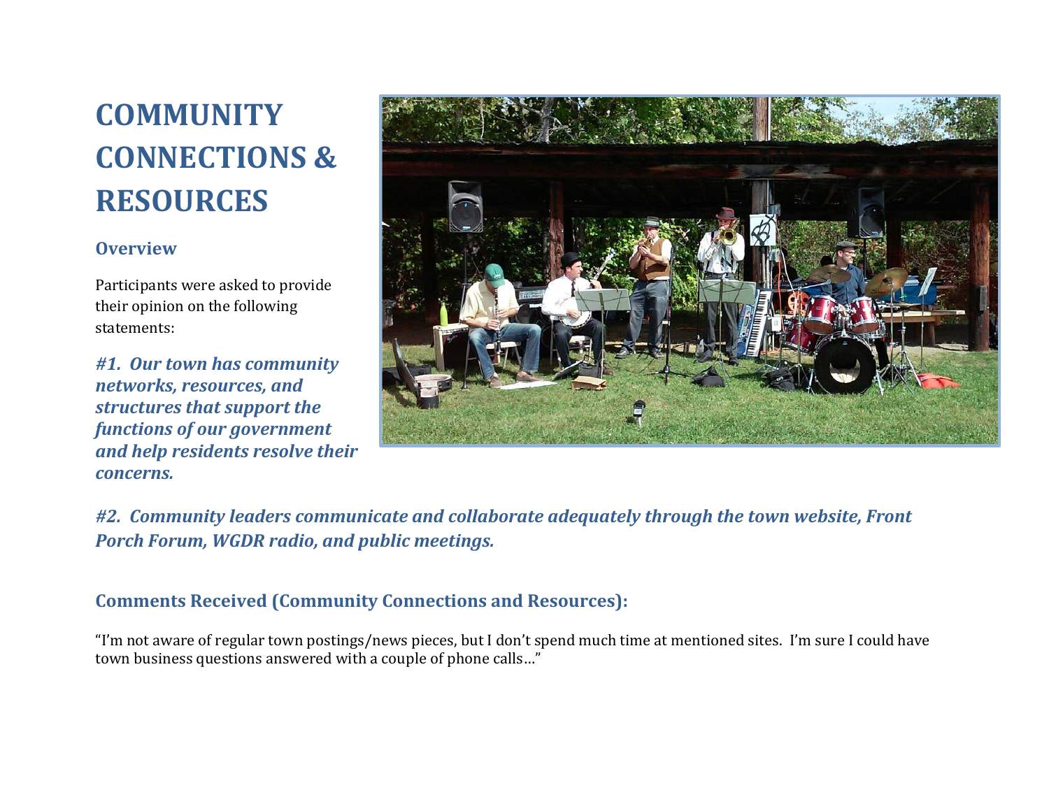# COMMUNITY CONNECTIONS & RESOURCES

## Overview

Participants were asked to provide their opinion on the following statements:

***#1. Our town has community networks, resources, and structures that support the functions of our government and help residents resolve their concerns.***

***#2. Community leaders communicate and collaborate adequately through the town website, Front Porch Forum, WGDR radio, and public meetings.***

## Comments Received (Community Connections and Resources):

"I'm not aware of regular town postings/news pieces, but I don't spend much time at mentioned sites. I'm sure I could have town business questions answered with a couple of phone calls…"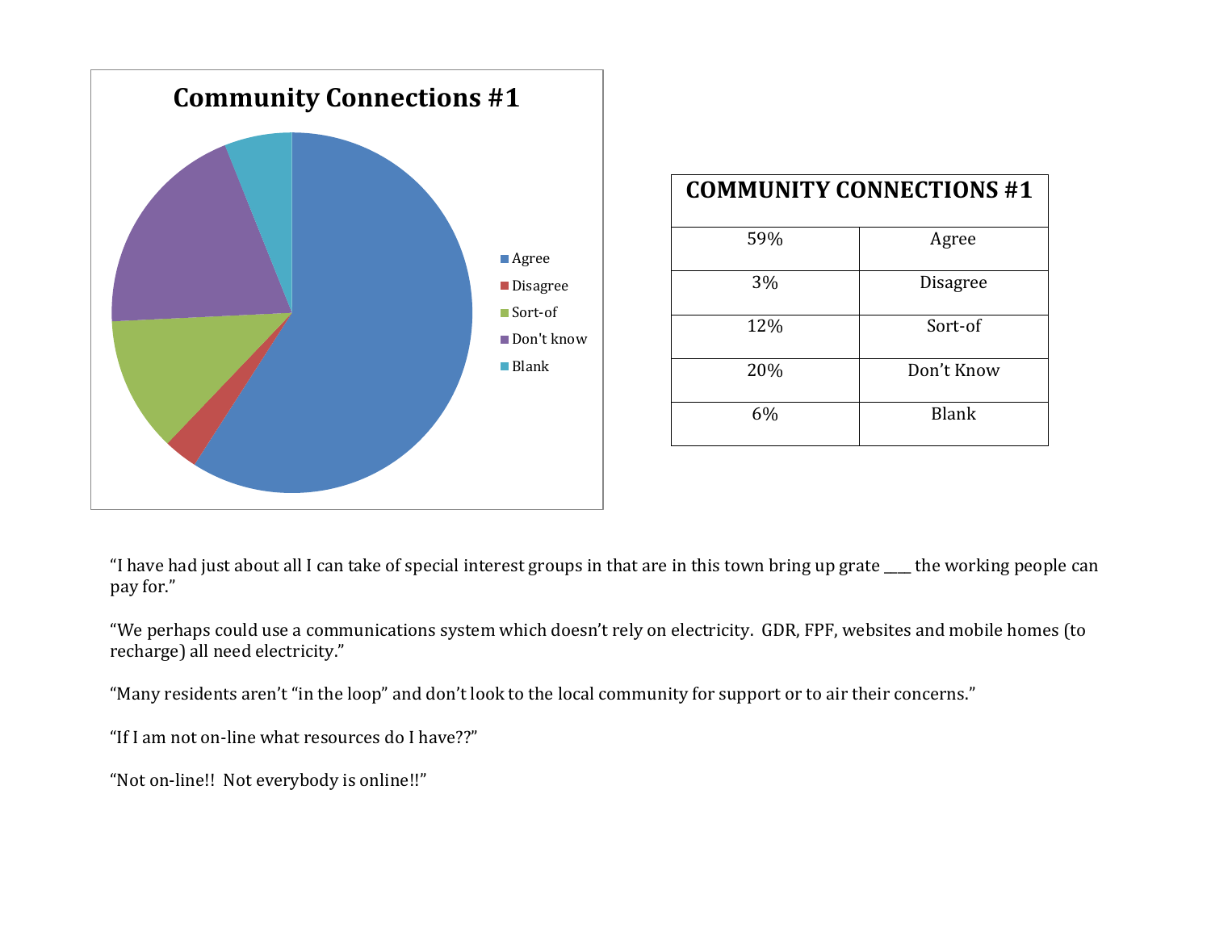## Community Connections #1

| COMMUNITY CONNECTIONS #1 | |
|---|---|
| 59% | Agree |
| 3% | Disagree |
| 12% | Sort-of |
| 20% | Don't Know |
| 6% | Blank |

"I have had just about all I can take of special interest groups in that are in this town bring up grate ____ the working people can pay for."

"We perhaps could use a communications system which doesn't rely on electricity. GDR, FPF, websites and mobile homes (to recharge) all need electricity."

"Many residents aren't "in the loop" and don't look to the local community for support or to air their concerns."

"If I am not on-line what resources do I have??"

"Not on-line!! Not everybody is online!!"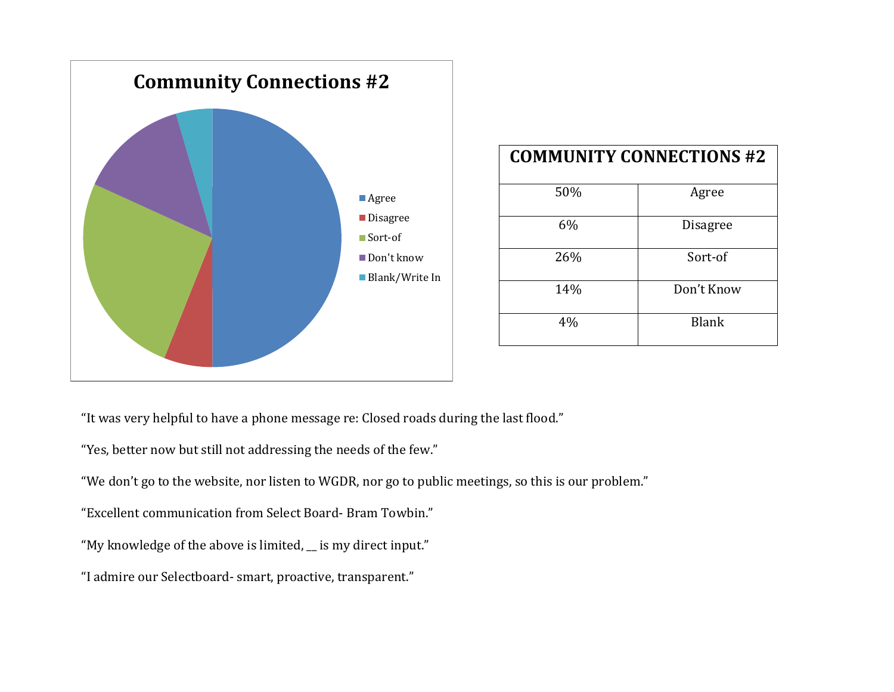## Community Connections #2

| COMMUNITY CONNECTIONS #2 | |
|---|---|
| 50% | Agree |
| 6% | Disagree |
| 26% | Sort-of |
| 14% | Don't Know |
| 4% | Blank |

"It was very helpful to have a phone message re: Closed roads during the last flood."

"Yes, better now but still not addressing the needs of the few."

"We don't go to the website, nor listen to WGDR, nor go to public meetings, so this is our problem."

"Excellent communication from Select Board- Bram Towbin."

"My knowledge of the above is limited, __ is my direct input."

"I admire our Selectboard- smart, proactive, transparent."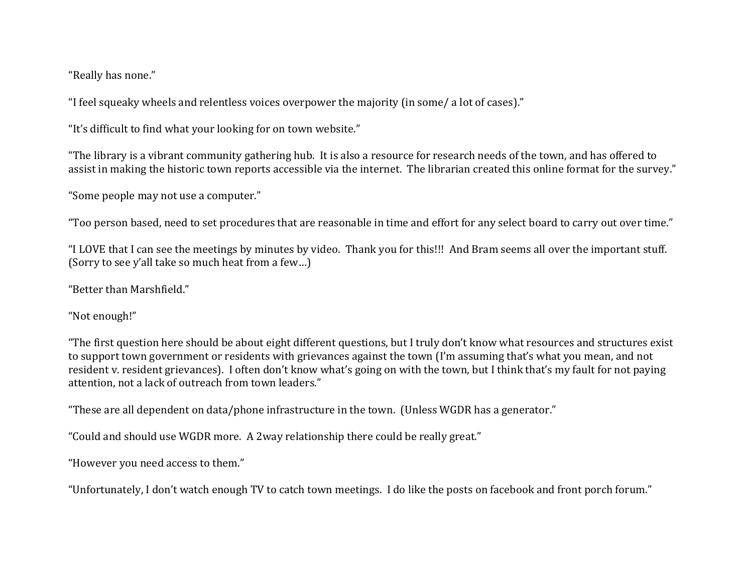“Really has none.”

“I feel squeaky wheels and relentless voices overpower the majority (in some/ a lot of cases).”

“It’s difficult to find what your looking for on town website.”

“The library is a vibrant community gathering hub. It is also a resource for research needs of the town, and has offered to assist in making the historic town reports accessible via the internet. The librarian created this online format for the survey.”

“Some people may not use a computer.”

“Too person based, need to set procedures that are reasonable in time and effort for any select board to carry out over time.”

“I LOVE that I can see the meetings by minutes by video. Thank you for this!!! And Bram seems all over the important stuff. (Sorry to see y’all take so much heat from a few…)

“Better than Marshfield.”

“Not enough!”

“The first question here should be about eight different questions, but I truly don’t know what resources and structures exist to support town government or residents with grievances against the town (I’m assuming that’s what you mean, and not resident v. resident grievances). I often don’t know what’s going on with the town, but I think that’s my fault for not paying attention, not a lack of outreach from town leaders.”

“These are all dependent on data/phone infrastructure in the town. (Unless WGDR has a generator.”

“Could and should use WGDR more. A 2way relationship there could be really great.”

“However you need access to them.”

“Unfortunately, I don’t watch enough TV to catch town meetings. I do like the posts on facebook and front porch forum.”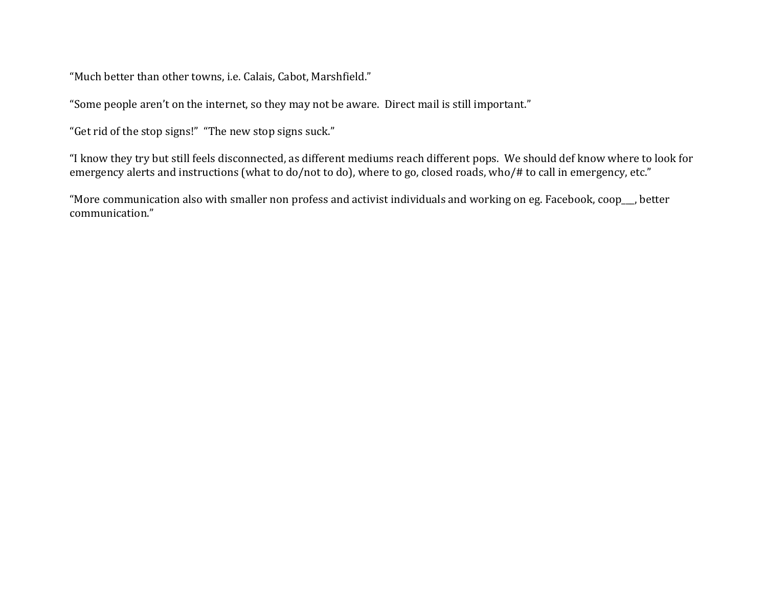"Much better than other towns, i.e. Calais, Cabot, Marshfield."

"Some people aren't on the internet, so they may not be aware.  Direct mail is still important."

"Get rid of the stop signs!"  "The new stop signs suck."

"I know they try but still feels disconnected, as different mediums reach different pops.  We should def know where to look for emergency alerts and instructions (what to do/not to do), where to go, closed roads, who/# to call in emergency, etc."

"More communication also with smaller non profess and activist individuals and working on eg. Facebook, coop___, better communication."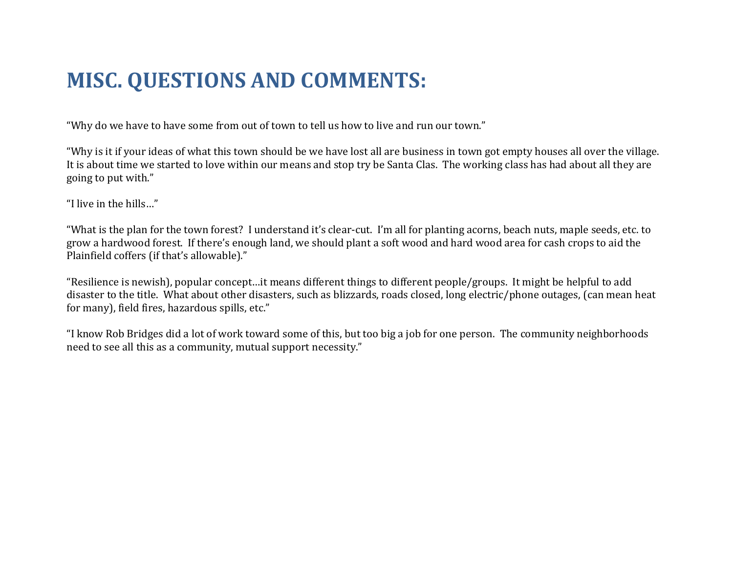# MISC. QUESTIONS AND COMMENTS:

"Why do we have to have some from out of town to tell us how to live and run our town."

"Why is it if your ideas of what this town should be we have lost all are business in town got empty houses all over the village. It is about time we started to love within our means and stop try be Santa Clas. The working class has had about all they are going to put with."

"I live in the hills…"

"What is the plan for the town forest? I understand it's clear-cut. I'm all for planting acorns, beach nuts, maple seeds, etc. to grow a hardwood forest. If there's enough land, we should plant a soft wood and hard wood area for cash crops to aid the Plainfield coffers (if that's allowable)."

"Resilience is newish), popular concept…it means different things to different people/groups. It might be helpful to add disaster to the title. What about other disasters, such as blizzards, roads closed, long electric/phone outages, (can mean heat for many), field fires, hazardous spills, etc."

"I know Rob Bridges did a lot of work toward some of this, but too big a job for one person. The community neighborhoods need to see all this as a community, mutual support necessity."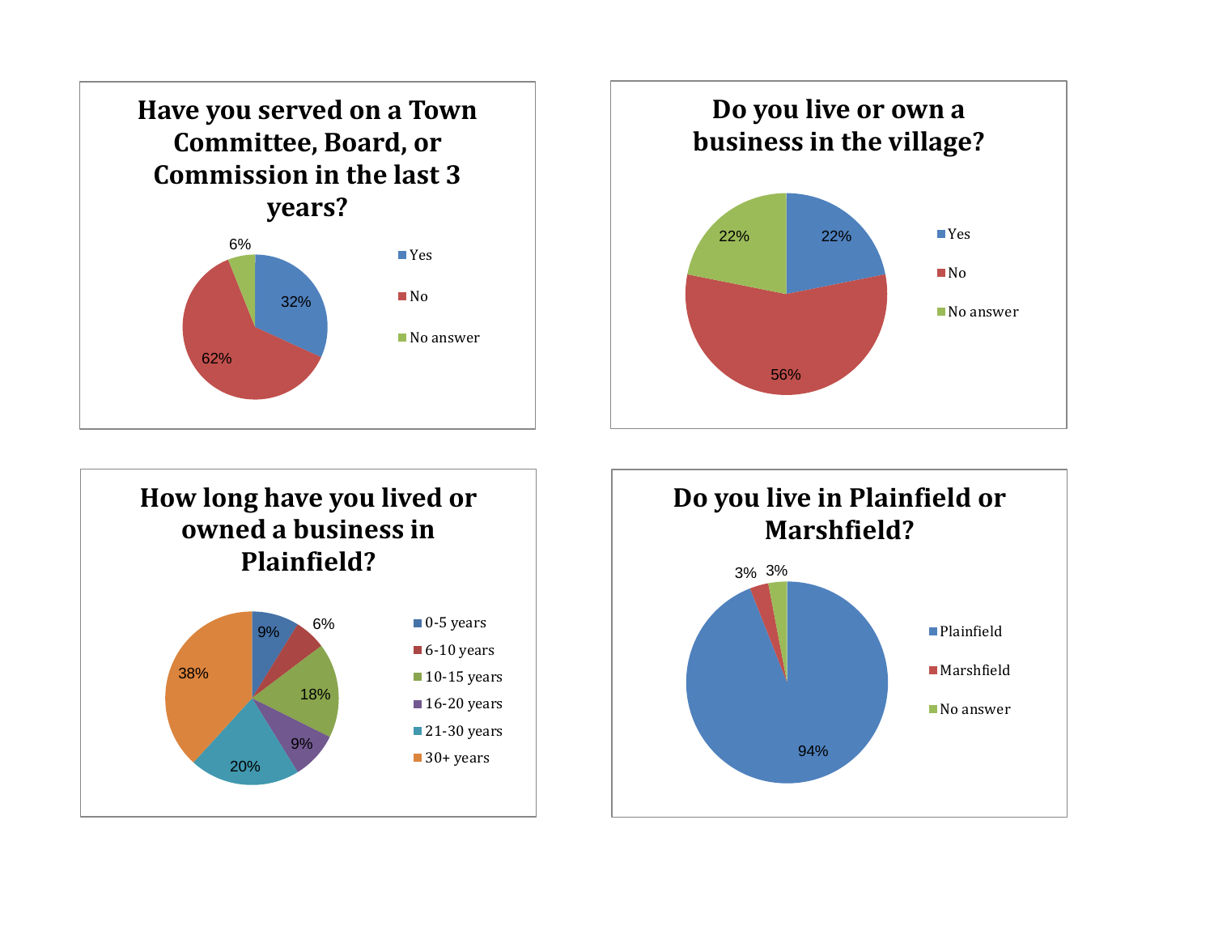## Have you served on a Town Committee, Board, or Commission in the last 3 years?

6%
32%
62%

Yes
No
No answer

## Do you live or own a business in the village?

22%
22%
56%

Yes
No
No answer

## How long have you lived or owned a business in Plainfield?

9%
6%
38%
18%
9%
20%

0-5 years
6-10 years
10-15 years
16-20 years
21-30 years
30+ years

## Do you live in Plainfield or Marshfield?

3%
3%
94%

Plainfield
Marshfield
No answer